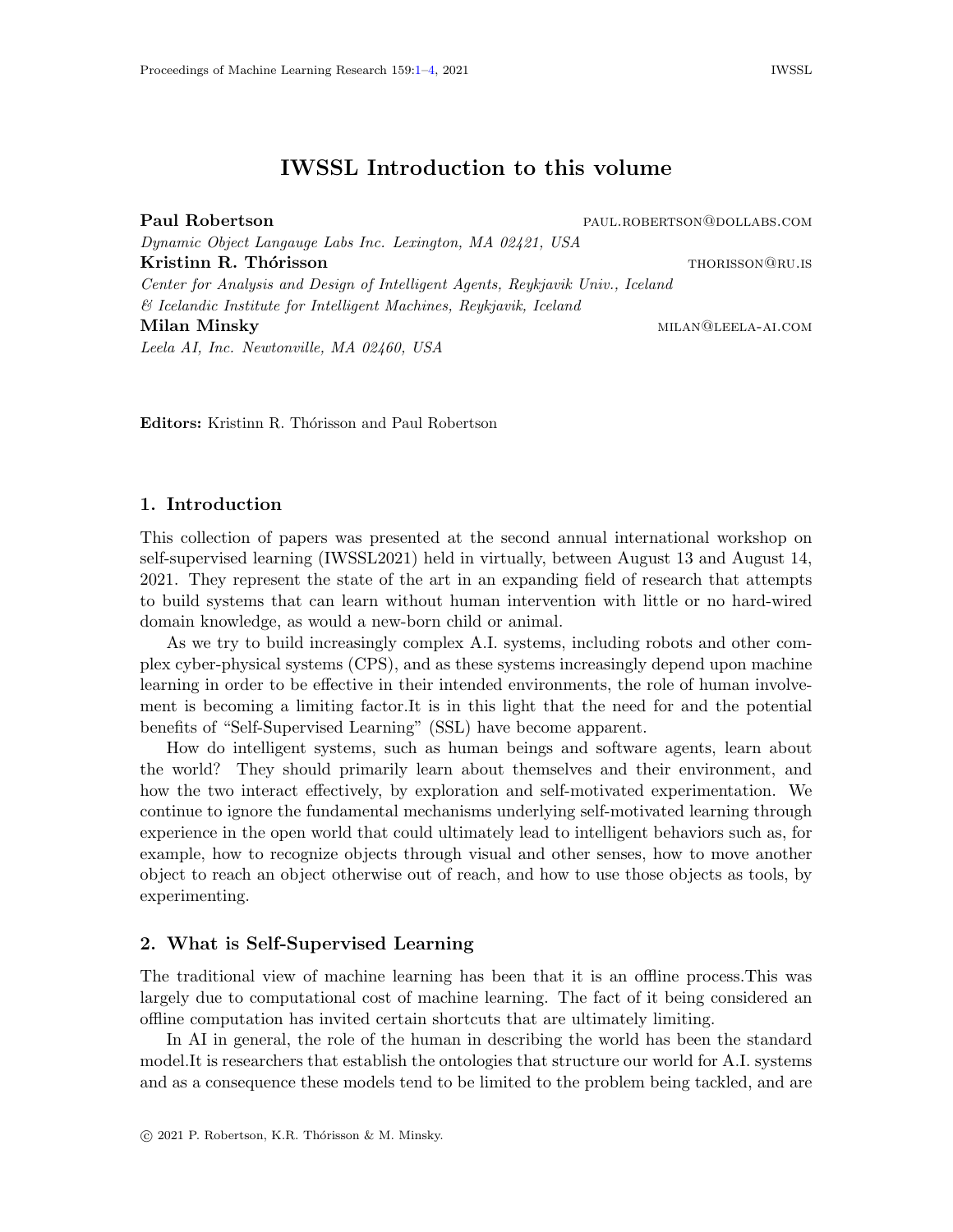# IWSSL Introduction to this volume

**Paul Robertson** paul.robertson@dollabs.com
*Dynamic Object Langauge Labs Inc. Lexington, MA 02421, USA*
**Kristinn R. Thórisson** thorisson@ru.is
*Center for Analysis and Design of Intelligent Agents, Reykjavik Univ., Iceland*
*& Icelandic Institute for Intelligent Machines, Reykjavik, Iceland*
**Milan Minsky** milan@leela-ai.com
*Leela AI, Inc. Newtonville, MA 02460, USA*

**Editors:** Kristinn R. Thórisson and Paul Robertson

## 1. Introduction

This collection of papers was presented at the second annual international workshop on self-supervised learning (IWSSL2021) held in virtually, between August 13 and August 14, 2021. They represent the state of the art in an expanding field of research that attempts to build systems that can learn without human intervention with little or no hard-wired domain knowledge, as would a new-born child or animal.

As we try to build increasingly complex A.I. systems, including robots and other complex cyber-physical systems (CPS), and as these systems increasingly depend upon machine learning in order to be effective in their intended environments, the role of human involvement is becoming a limiting factor.It is in this light that the need for and the potential benefits of "Self-Supervised Learning" (SSL) have become apparent.

How do intelligent systems, such as human beings and software agents, learn about the world? They should primarily learn about themselves and their environment, and how the two interact effectively, by exploration and self-motivated experimentation. We continue to ignore the fundamental mechanisms underlying self-motivated learning through experience in the open world that could ultimately lead to intelligent behaviors such as, for example, how to recognize objects through visual and other senses, how to move another object to reach an object otherwise out of reach, and how to use those objects as tools, by experimenting.

## 2. What is Self-Supervised Learning

The traditional view of machine learning has been that it is an offline process.This was largely due to computational cost of machine learning. The fact of it being considered an offline computation has invited certain shortcuts that are ultimately limiting.

In AI in general, the role of the human in describing the world has been the standard model.It is researchers that establish the ontologies that structure our world for A.I. systems and as a consequence these models tend to be limited to the problem being tackled, and are

© 2021 P. Robertson, K.R. Thórisson & M. Minsky.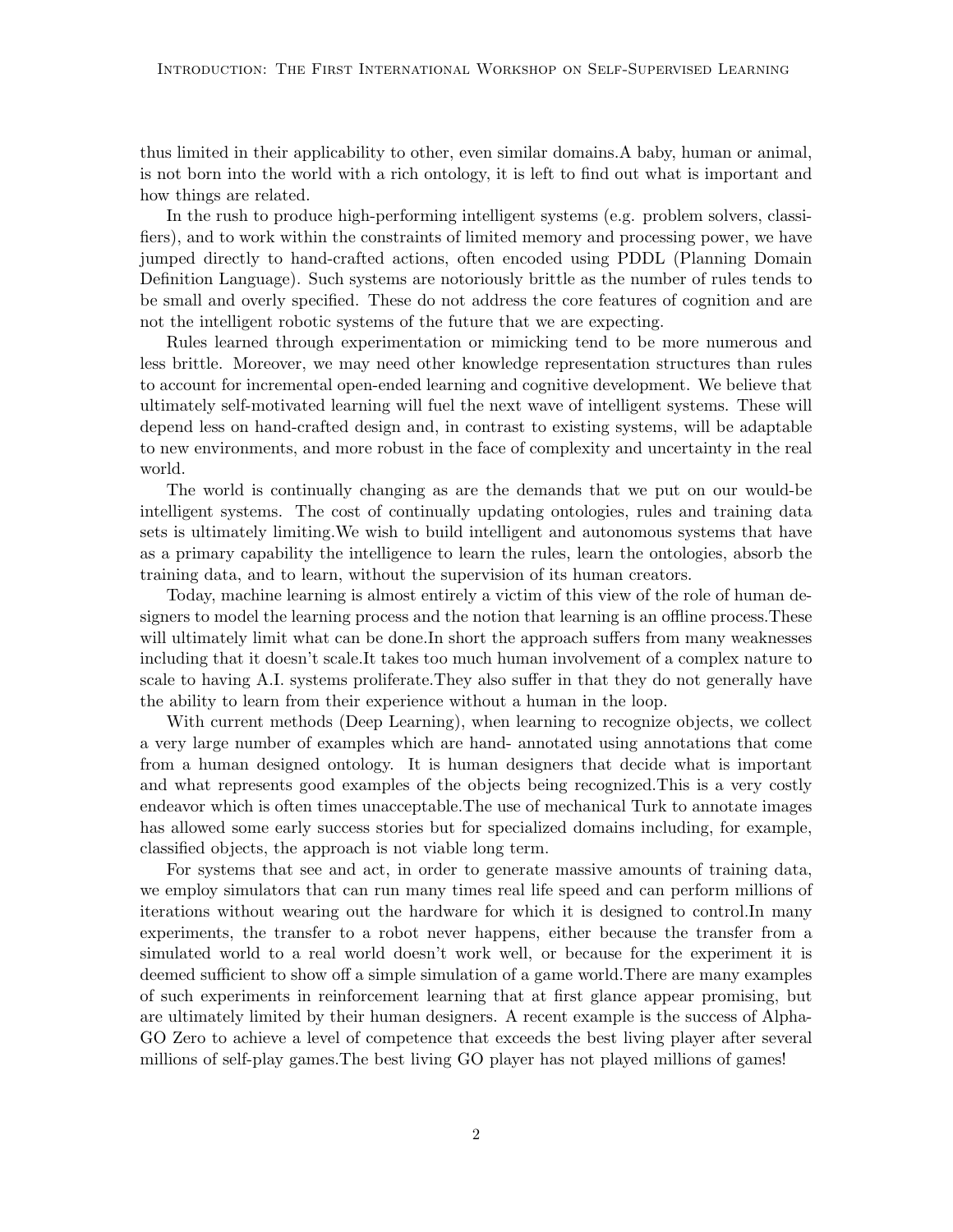thus limited in their applicability to other, even similar domains.A baby, human or animal, is not born into the world with a rich ontology, it is left to find out what is important and how things are related.

In the rush to produce high-performing intelligent systems (e.g. problem solvers, classifiers), and to work within the constraints of limited memory and processing power, we have jumped directly to hand-crafted actions, often encoded using PDDL (Planning Domain Definition Language). Such systems are notoriously brittle as the number of rules tends to be small and overly specified. These do not address the core features of cognition and are not the intelligent robotic systems of the future that we are expecting.

Rules learned through experimentation or mimicking tend to be more numerous and less brittle. Moreover, we may need other knowledge representation structures than rules to account for incremental open-ended learning and cognitive development. We believe that ultimately self-motivated learning will fuel the next wave of intelligent systems. These will depend less on hand-crafted design and, in contrast to existing systems, will be adaptable to new environments, and more robust in the face of complexity and uncertainty in the real world.

The world is continually changing as are the demands that we put on our would-be intelligent systems. The cost of continually updating ontologies, rules and training data sets is ultimately limiting.We wish to build intelligent and autonomous systems that have as a primary capability the intelligence to learn the rules, learn the ontologies, absorb the training data, and to learn, without the supervision of its human creators.

Today, machine learning is almost entirely a victim of this view of the role of human designers to model the learning process and the notion that learning is an offline process.These will ultimately limit what can be done.In short the approach suffers from many weaknesses including that it doesn't scale.It takes too much human involvement of a complex nature to scale to having A.I. systems proliferate.They also suffer in that they do not generally have the ability to learn from their experience without a human in the loop.

With current methods (Deep Learning), when learning to recognize objects, we collect a very large number of examples which are hand- annotated using annotations that come from a human designed ontology. It is human designers that decide what is important and what represents good examples of the objects being recognized.This is a very costly endeavor which is often times unacceptable.The use of mechanical Turk to annotate images has allowed some early success stories but for specialized domains including, for example, classified objects, the approach is not viable long term.

For systems that see and act, in order to generate massive amounts of training data, we employ simulators that can run many times real life speed and can perform millions of iterations without wearing out the hardware for which it is designed to control.In many experiments, the transfer to a robot never happens, either because the transfer from a simulated world to a real world doesn't work well, or because for the experiment it is deemed sufficient to show off a simple simulation of a game world.There are many examples of such experiments in reinforcement learning that at first glance appear promising, but are ultimately limited by their human designers. A recent example is the success of Alpha-GO Zero to achieve a level of competence that exceeds the best living player after several millions of self-play games.The best living GO player has not played millions of games!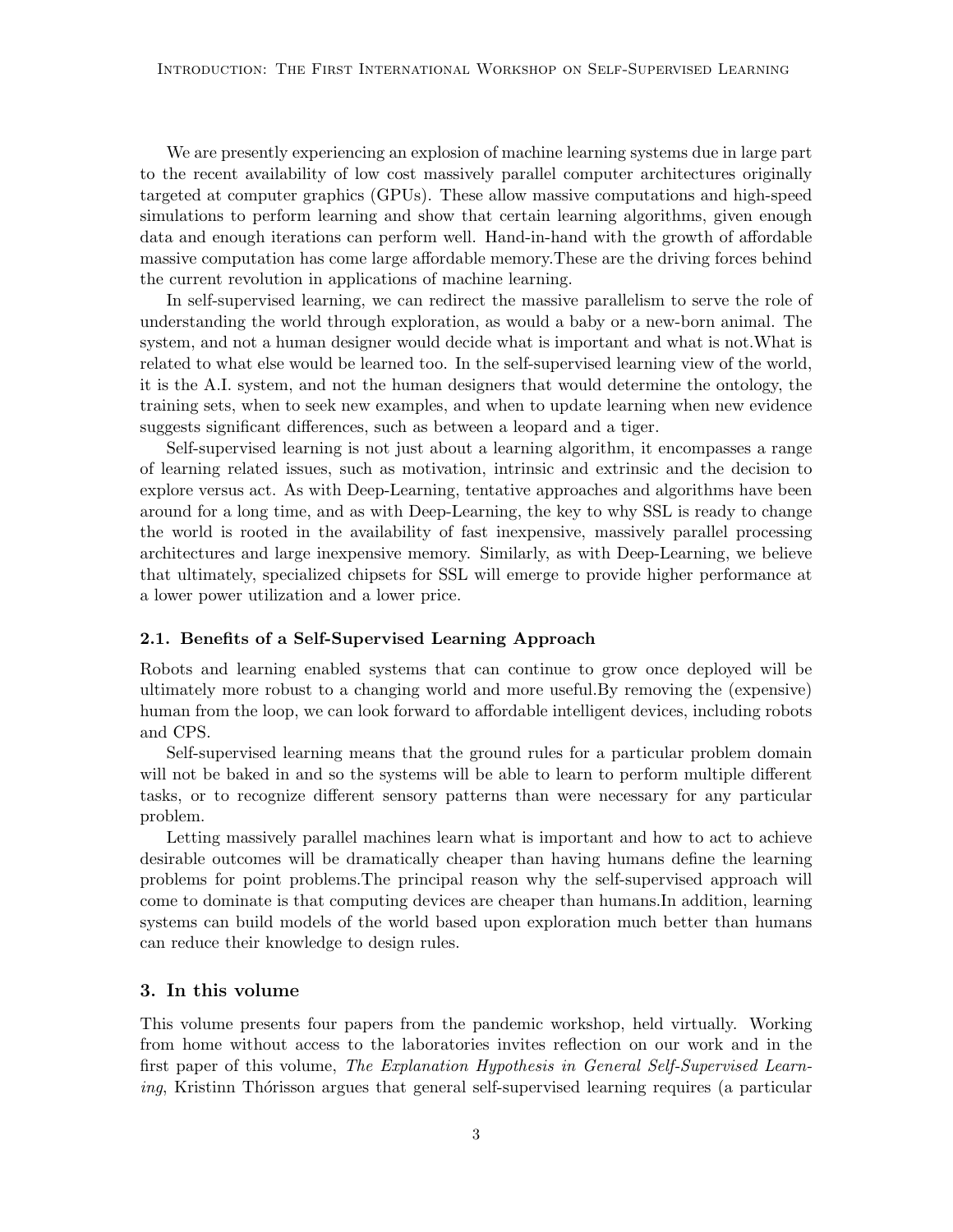We are presently experiencing an explosion of machine learning systems due in large part to the recent availability of low cost massively parallel computer architectures originally targeted at computer graphics (GPUs). These allow massive computations and high-speed simulations to perform learning and show that certain learning algorithms, given enough data and enough iterations can perform well. Hand-in-hand with the growth of affordable massive computation has come large affordable memory.These are the driving forces behind the current revolution in applications of machine learning.

In self-supervised learning, we can redirect the massive parallelism to serve the role of understanding the world through exploration, as would a baby or a new-born animal. The system, and not a human designer would decide what is important and what is not.What is related to what else would be learned too. In the self-supervised learning view of the world, it is the A.I. system, and not the human designers that would determine the ontology, the training sets, when to seek new examples, and when to update learning when new evidence suggests significant differences, such as between a leopard and a tiger.

Self-supervised learning is not just about a learning algorithm, it encompasses a range of learning related issues, such as motivation, intrinsic and extrinsic and the decision to explore versus act. As with Deep-Learning, tentative approaches and algorithms have been around for a long time, and as with Deep-Learning, the key to why SSL is ready to change the world is rooted in the availability of fast inexpensive, massively parallel processing architectures and large inexpensive memory. Similarly, as with Deep-Learning, we believe that ultimately, specialized chipsets for SSL will emerge to provide higher performance at a lower power utilization and a lower price.

### 2.1. Benefits of a Self-Supervised Learning Approach

Robots and learning enabled systems that can continue to grow once deployed will be ultimately more robust to a changing world and more useful.By removing the (expensive) human from the loop, we can look forward to affordable intelligent devices, including robots and CPS.

Self-supervised learning means that the ground rules for a particular problem domain will not be baked in and so the systems will be able to learn to perform multiple different tasks, or to recognize different sensory patterns than were necessary for any particular problem.

Letting massively parallel machines learn what is important and how to act to achieve desirable outcomes will be dramatically cheaper than having humans define the learning problems for point problems.The principal reason why the self-supervised approach will come to dominate is that computing devices are cheaper than humans.In addition, learning systems can build models of the world based upon exploration much better than humans can reduce their knowledge to design rules.

## 3. In this volume

This volume presents four papers from the pandemic workshop, held virtually. Working from home without access to the laboratories invites reflection on our work and in the first paper of this volume, *The Explanation Hypothesis in General Self-Supervised Learning*, Kristinn Thórisson argues that general self-supervised learning requires (a particular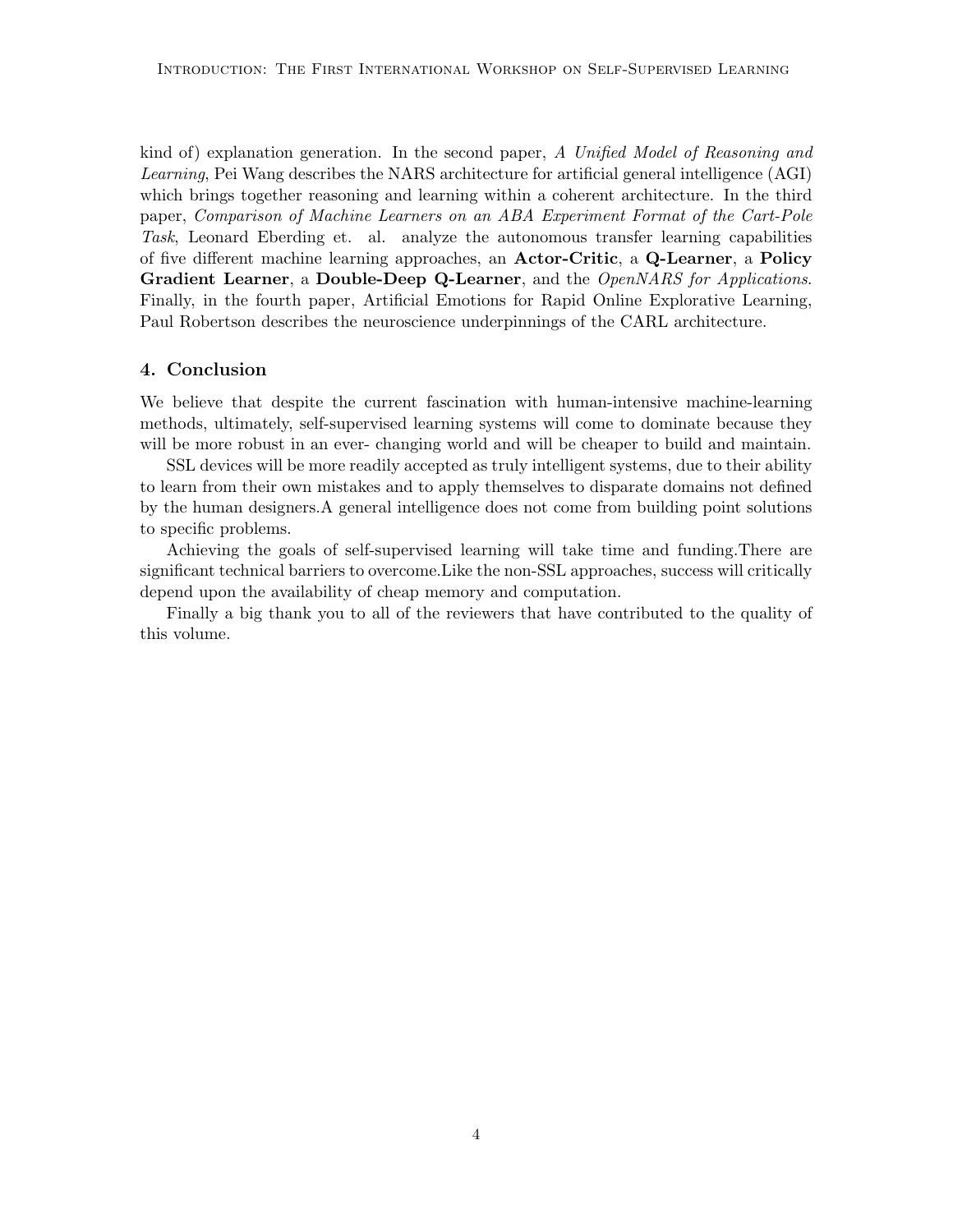kind of) explanation generation. In the second paper, *A Unified Model of Reasoning and Learning*, Pei Wang describes the NARS architecture for artificial general intelligence (AGI) which brings together reasoning and learning within a coherent architecture. In the third paper, *Comparison of Machine Learners on an ABA Experiment Format of the Cart-Pole Task*, Leonard Eberding et. al. analyze the autonomous transfer learning capabilities of five different machine learning approaches, an **Actor-Critic**, a **Q-Learner**, a **Policy Gradient Learner**, a **Double-Deep Q-Learner**, and the *OpenNARS for Applications*. Finally, in the fourth paper, Artificial Emotions for Rapid Online Explorative Learning, Paul Robertson describes the neuroscience underpinnings of the CARL architecture.

## 4. Conclusion

We believe that despite the current fascination with human-intensive machine-learning methods, ultimately, self-supervised learning systems will come to dominate because they will be more robust in an ever- changing world and will be cheaper to build and maintain.

SSL devices will be more readily accepted as truly intelligent systems, due to their ability to learn from their own mistakes and to apply themselves to disparate domains not defined by the human designers.A general intelligence does not come from building point solutions to specific problems.

Achieving the goals of self-supervised learning will take time and funding.There are significant technical barriers to overcome.Like the non-SSL approaches, success will critically depend upon the availability of cheap memory and computation.

Finally a big thank you to all of the reviewers that have contributed to the quality of this volume.